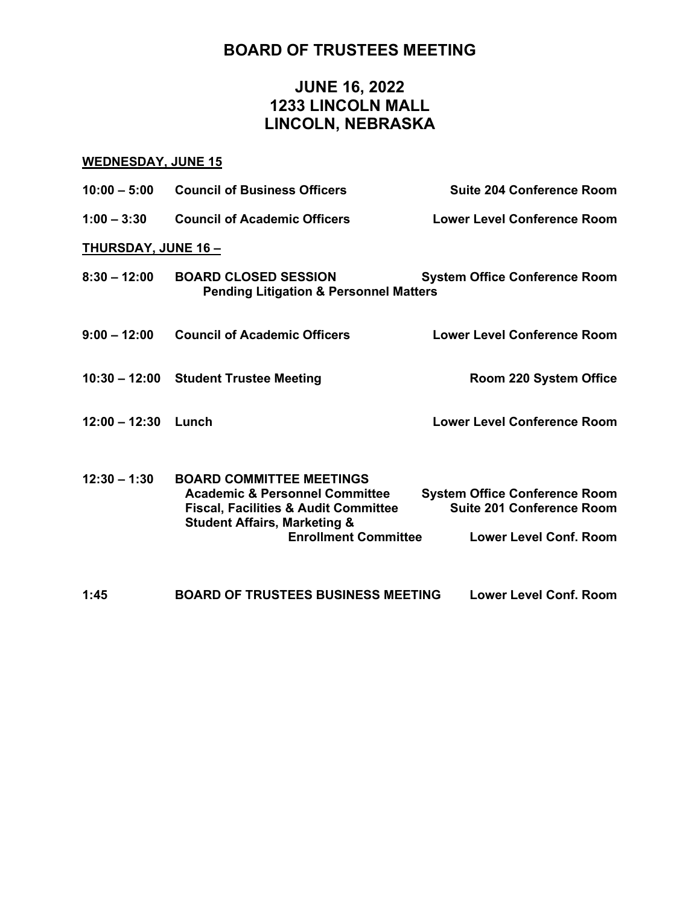# BOARD OF TRUSTEES MEETING

## JUNE 16, 2022
## 1233 LINCOLN MALL
## LINCOLN, NEBRASKA

**WEDNESDAY, JUNE 15**

| | | |
|---|---|---|
| **10:00 – 5:00** | **Council of Business Officers** | **Suite 204 Conference Room** |
| **1:00 – 3:30** | **Council of Academic Officers** | **Lower Level Conference Room** |

**THURSDAY, JUNE 16 –**

| | | |
|---|---|---|
| **8:30 – 12:00** | **BOARD CLOSED SESSION**<br>**Pending Litigation & Personnel Matters** | **System Office Conference Room** |
| **9:00 – 12:00** | **Council of Academic Officers** | **Lower Level Conference Room** |
| **10:30 – 12:00** | **Student Trustee Meeting** | **Room 220 System Office** |
| **12:00 – 12:30** | **Lunch** | **Lower Level Conference Room** |
| **12:30 – 1:30** | **BOARD COMMITTEE MEETINGS** | |
| | **Academic & Personnel Committee** | **System Office Conference Room** |
| | **Fiscal, Facilities & Audit Committee** | **Suite 201 Conference Room** |
| | **Student Affairs, Marketing & Enrollment Committee** | **Lower Level Conf. Room** |
| **1:45** | **BOARD OF TRUSTEES BUSINESS MEETING** | **Lower Level Conf. Room** |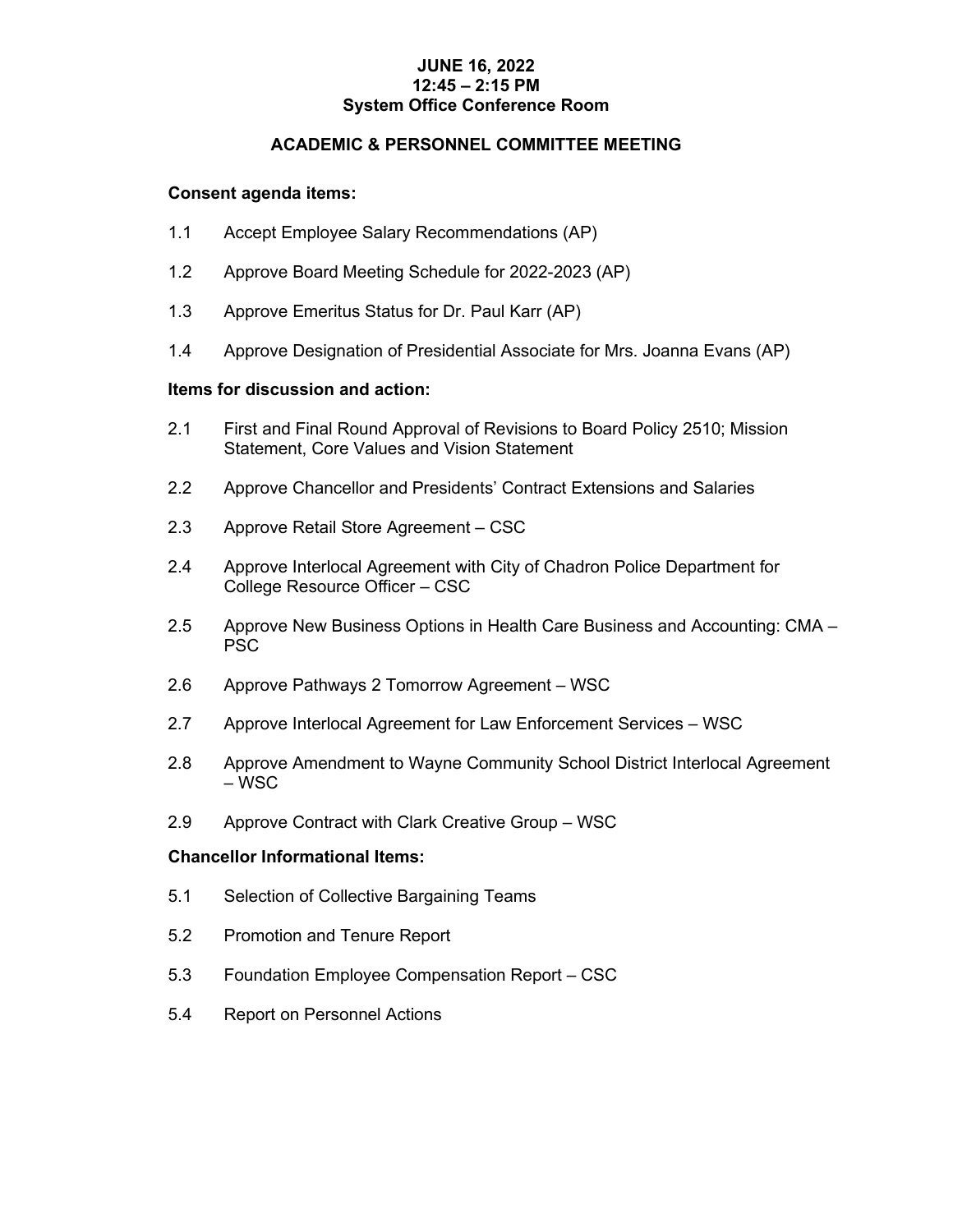**JUNE 16, 2022**
**12:45 – 2:15 PM**
**System Office Conference Room**

## ACADEMIC & PERSONNEL COMMITTEE MEETING

**Consent agenda items:**

1.1 Accept Employee Salary Recommendations (AP)

1.2 Approve Board Meeting Schedule for 2022-2023 (AP)

1.3 Approve Emeritus Status for Dr. Paul Karr (AP)

1.4 Approve Designation of Presidential Associate for Mrs. Joanna Evans (AP)

**Items for discussion and action:**

2.1 First and Final Round Approval of Revisions to Board Policy 2510; Mission Statement, Core Values and Vision Statement

2.2 Approve Chancellor and Presidents' Contract Extensions and Salaries

2.3 Approve Retail Store Agreement – CSC

2.4 Approve Interlocal Agreement with City of Chadron Police Department for College Resource Officer – CSC

2.5 Approve New Business Options in Health Care Business and Accounting: CMA – PSC

2.6 Approve Pathways 2 Tomorrow Agreement – WSC

2.7 Approve Interlocal Agreement for Law Enforcement Services – WSC

2.8 Approve Amendment to Wayne Community School District Interlocal Agreement – WSC

2.9 Approve Contract with Clark Creative Group – WSC

**Chancellor Informational Items:**

5.1 Selection of Collective Bargaining Teams

5.2 Promotion and Tenure Report

5.3 Foundation Employee Compensation Report – CSC

5.4 Report on Personnel Actions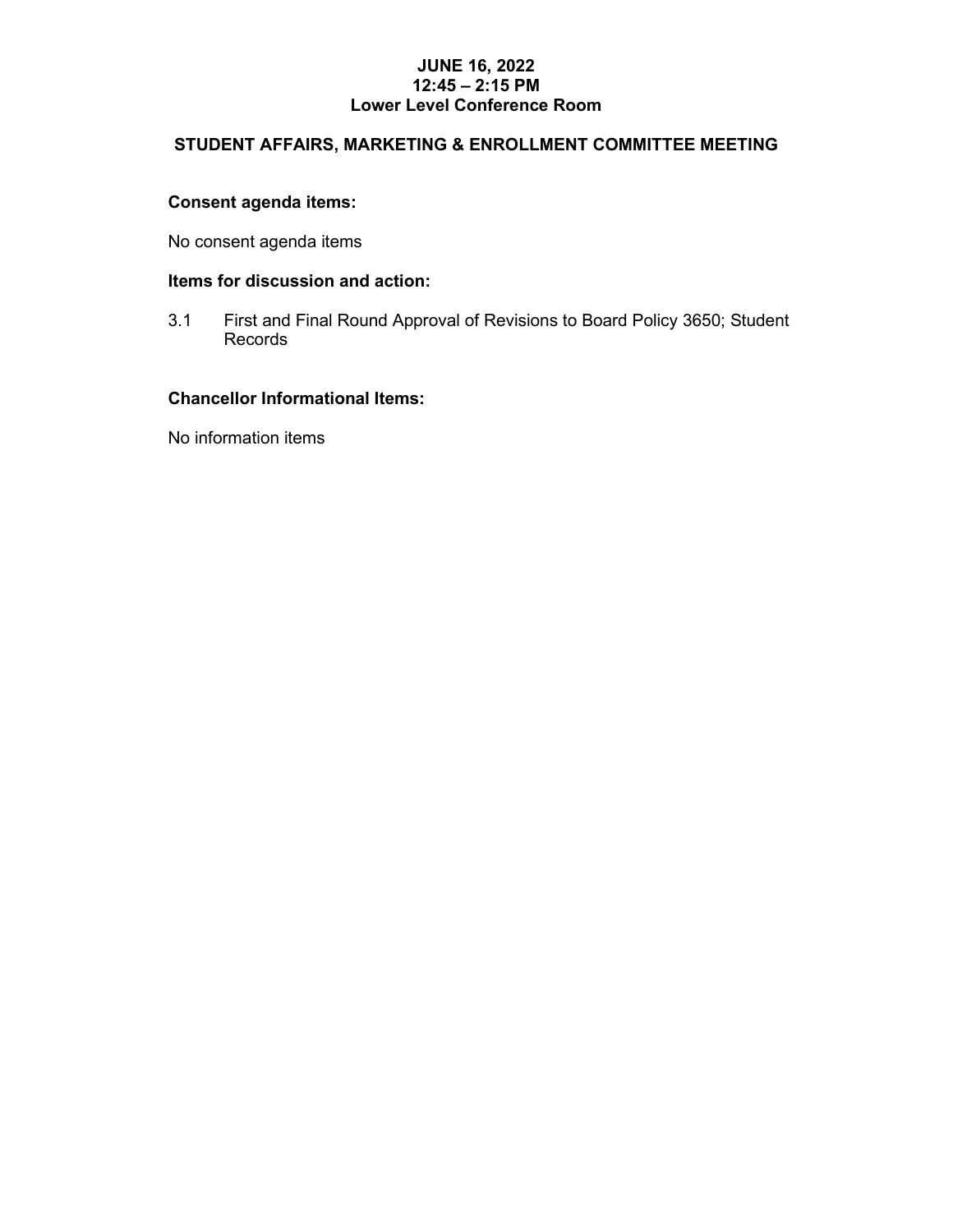**JUNE 16, 2022**
**12:45 – 2:15 PM**
**Lower Level Conference Room**

## STUDENT AFFAIRS, MARKETING & ENROLLMENT COMMITTEE MEETING

**Consent agenda items:**

No consent agenda items

**Items for discussion and action:**

3.1 First and Final Round Approval of Revisions to Board Policy 3650; Student Records

**Chancellor Informational Items:**

No information items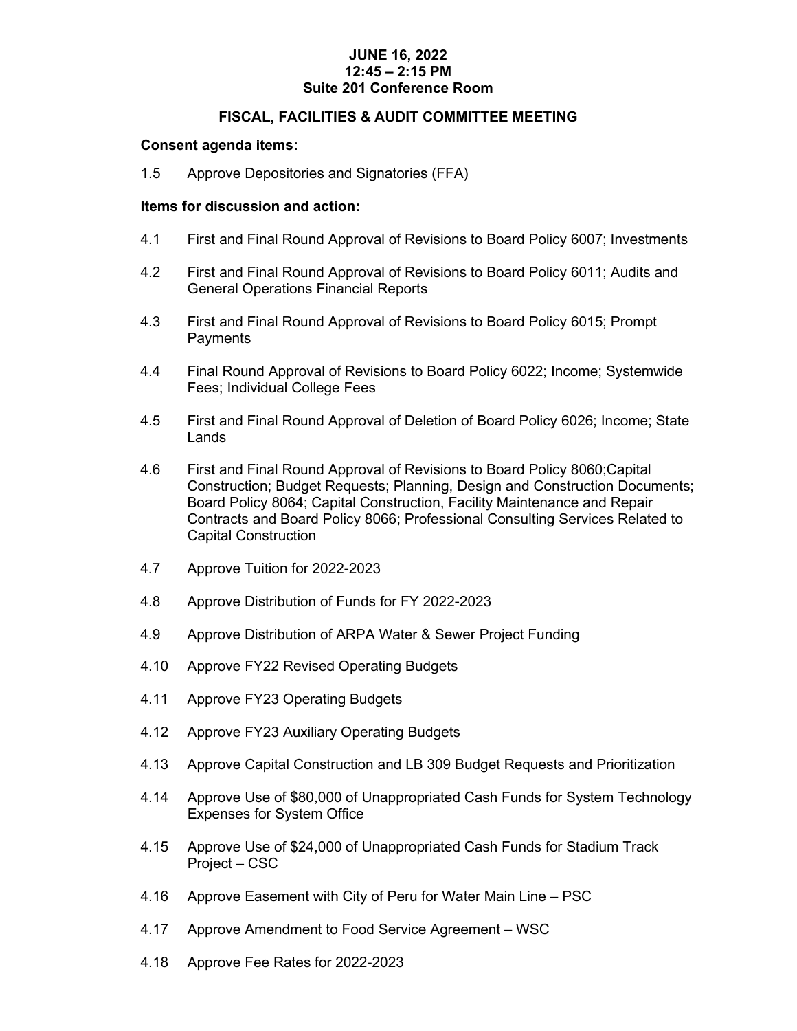**JUNE 16, 2022**
**12:45 – 2:15 PM**
**Suite 201 Conference Room**

## FISCAL, FACILITIES & AUDIT COMMITTEE MEETING

**Consent agenda items:**

1.5 Approve Depositories and Signatories (FFA)

**Items for discussion and action:**

4.1 First and Final Round Approval of Revisions to Board Policy 6007; Investments

4.2 First and Final Round Approval of Revisions to Board Policy 6011; Audits and General Operations Financial Reports

4.3 First and Final Round Approval of Revisions to Board Policy 6015; Prompt Payments

4.4 Final Round Approval of Revisions to Board Policy 6022; Income; Systemwide Fees; Individual College Fees

4.5 First and Final Round Approval of Deletion of Board Policy 6026; Income; State Lands

4.6 First and Final Round Approval of Revisions to Board Policy 8060;Capital Construction; Budget Requests; Planning, Design and Construction Documents; Board Policy 8064; Capital Construction, Facility Maintenance and Repair Contracts and Board Policy 8066; Professional Consulting Services Related to Capital Construction

4.7 Approve Tuition for 2022-2023

4.8 Approve Distribution of Funds for FY 2022-2023

4.9 Approve Distribution of ARPA Water & Sewer Project Funding

4.10 Approve FY22 Revised Operating Budgets

4.11 Approve FY23 Operating Budgets

4.12 Approve FY23 Auxiliary Operating Budgets

4.13 Approve Capital Construction and LB 309 Budget Requests and Prioritization

4.14 Approve Use of $80,000 of Unappropriated Cash Funds for System Technology Expenses for System Office

4.15 Approve Use of $24,000 of Unappropriated Cash Funds for Stadium Track Project – CSC

4.16 Approve Easement with City of Peru for Water Main Line – PSC

4.17 Approve Amendment to Food Service Agreement – WSC

4.18 Approve Fee Rates for 2022-2023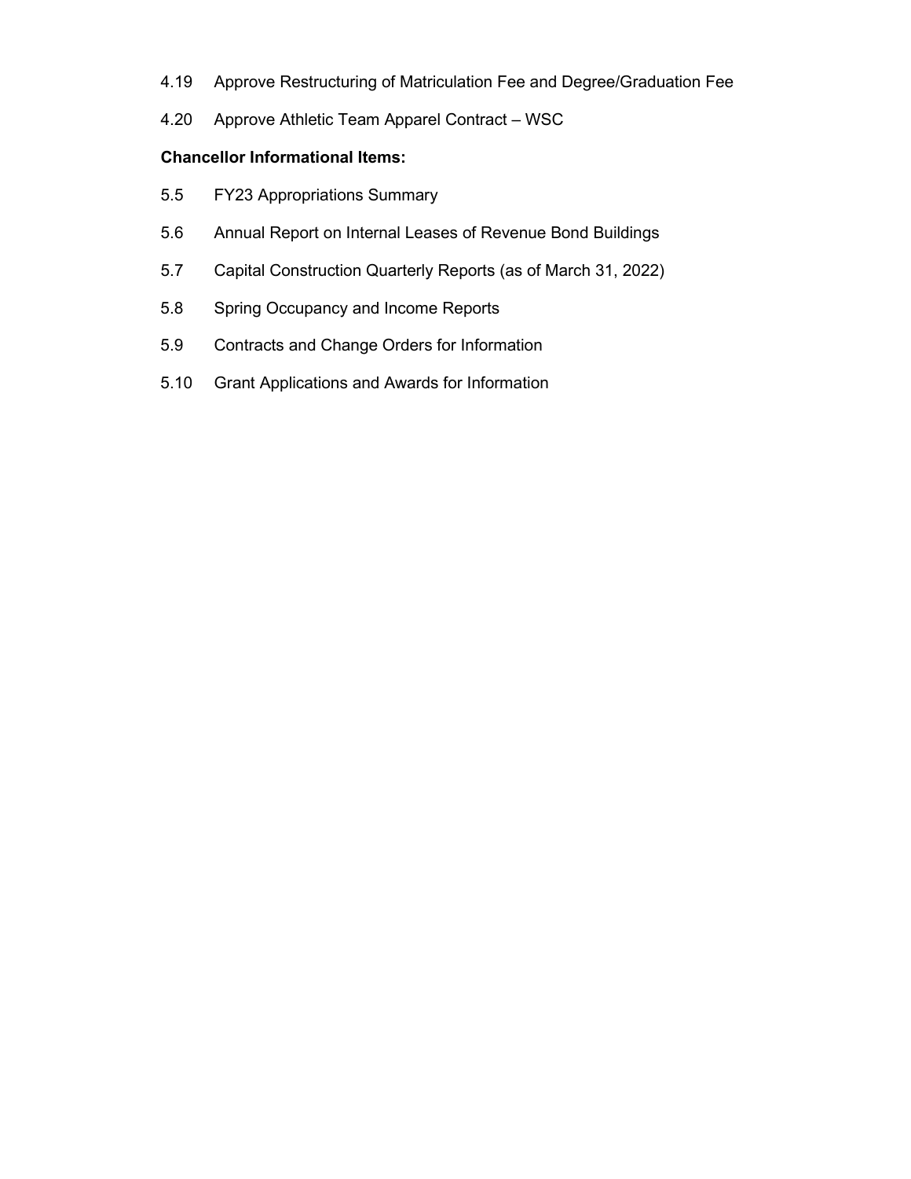4.19 Approve Restructuring of Matriculation Fee and Degree/Graduation Fee

4.20 Approve Athletic Team Apparel Contract – WSC

**Chancellor Informational Items:**

5.5 FY23 Appropriations Summary

5.6 Annual Report on Internal Leases of Revenue Bond Buildings

5.7 Capital Construction Quarterly Reports (as of March 31, 2022)

5.8 Spring Occupancy and Income Reports

5.9 Contracts and Change Orders for Information

5.10 Grant Applications and Awards for Information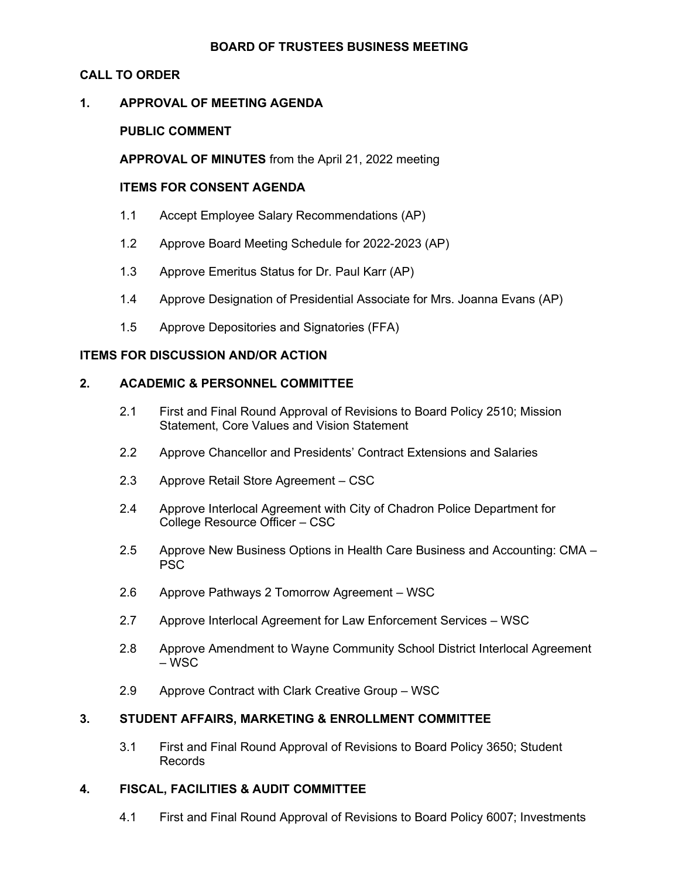# BOARD OF TRUSTEES BUSINESS MEETING

## CALL TO ORDER

## 1. APPROVAL OF MEETING AGENDA

**PUBLIC COMMENT**

**APPROVAL OF MINUTES** from the April 21, 2022 meeting

**ITEMS FOR CONSENT AGENDA**

1.1 Accept Employee Salary Recommendations (AP)

1.2 Approve Board Meeting Schedule for 2022-2023 (AP)

1.3 Approve Emeritus Status for Dr. Paul Karr (AP)

1.4 Approve Designation of Presidential Associate for Mrs. Joanna Evans (AP)

1.5 Approve Depositories and Signatories (FFA)

## ITEMS FOR DISCUSSION AND/OR ACTION

## 2. ACADEMIC & PERSONNEL COMMITTEE

2.1 First and Final Round Approval of Revisions to Board Policy 2510; Mission Statement, Core Values and Vision Statement

2.2 Approve Chancellor and Presidents' Contract Extensions and Salaries

2.3 Approve Retail Store Agreement – CSC

2.4 Approve Interlocal Agreement with City of Chadron Police Department for College Resource Officer – CSC

2.5 Approve New Business Options in Health Care Business and Accounting: CMA – PSC

2.6 Approve Pathways 2 Tomorrow Agreement – WSC

2.7 Approve Interlocal Agreement for Law Enforcement Services – WSC

2.8 Approve Amendment to Wayne Community School District Interlocal Agreement – WSC

2.9 Approve Contract with Clark Creative Group – WSC

## 3. STUDENT AFFAIRS, MARKETING & ENROLLMENT COMMITTEE

3.1 First and Final Round Approval of Revisions to Board Policy 3650; Student Records

## 4. FISCAL, FACILITIES & AUDIT COMMITTEE

4.1 First and Final Round Approval of Revisions to Board Policy 6007; Investments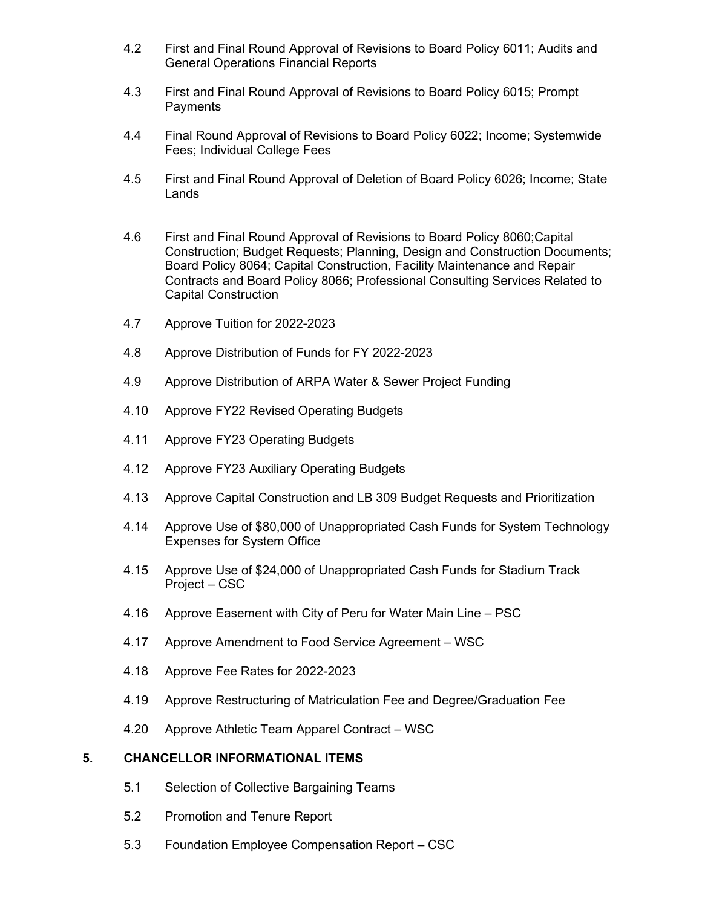4.2 First and Final Round Approval of Revisions to Board Policy 6011; Audits and General Operations Financial Reports

4.3 First and Final Round Approval of Revisions to Board Policy 6015; Prompt Payments

4.4 Final Round Approval of Revisions to Board Policy 6022; Income; Systemwide Fees; Individual College Fees

4.5 First and Final Round Approval of Deletion of Board Policy 6026; Income; State Lands

4.6 First and Final Round Approval of Revisions to Board Policy 8060;Capital Construction; Budget Requests; Planning, Design and Construction Documents; Board Policy 8064; Capital Construction, Facility Maintenance and Repair Contracts and Board Policy 8066; Professional Consulting Services Related to Capital Construction

4.7 Approve Tuition for 2022-2023

4.8 Approve Distribution of Funds for FY 2022-2023

4.9 Approve Distribution of ARPA Water & Sewer Project Funding

4.10 Approve FY22 Revised Operating Budgets

4.11 Approve FY23 Operating Budgets

4.12 Approve FY23 Auxiliary Operating Budgets

4.13 Approve Capital Construction and LB 309 Budget Requests and Prioritization

4.14 Approve Use of $80,000 of Unappropriated Cash Funds for System Technology Expenses for System Office

4.15 Approve Use of $24,000 of Unappropriated Cash Funds for Stadium Track Project – CSC

4.16 Approve Easement with City of Peru for Water Main Line – PSC

4.17 Approve Amendment to Food Service Agreement – WSC

4.18 Approve Fee Rates for 2022-2023

4.19 Approve Restructuring of Matriculation Fee and Degree/Graduation Fee

4.20 Approve Athletic Team Apparel Contract – WSC

## 5. CHANCELLOR INFORMATIONAL ITEMS

5.1 Selection of Collective Bargaining Teams

5.2 Promotion and Tenure Report

5.3 Foundation Employee Compensation Report – CSC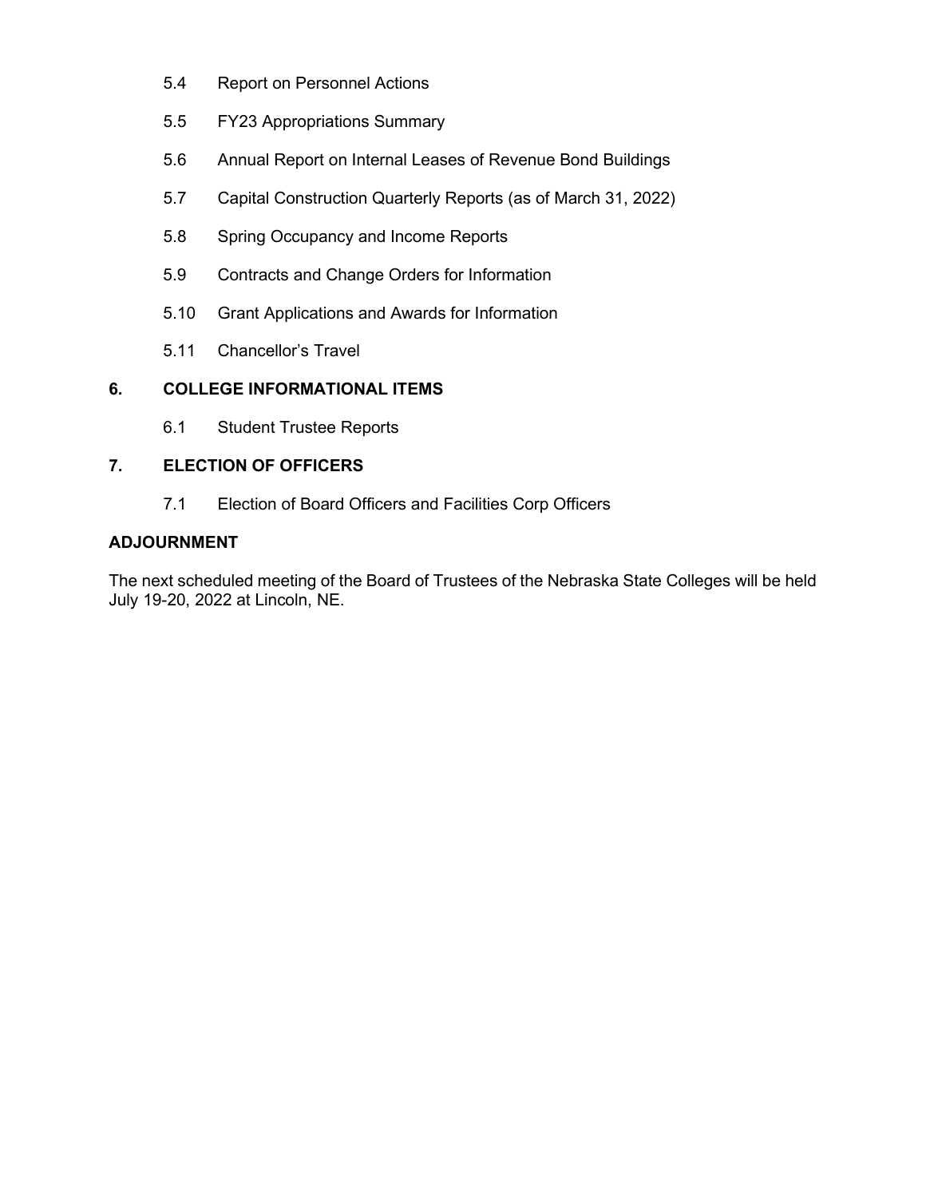5.4 Report on Personnel Actions

5.5 FY23 Appropriations Summary

5.6 Annual Report on Internal Leases of Revenue Bond Buildings

5.7 Capital Construction Quarterly Reports (as of March 31, 2022)

5.8 Spring Occupancy and Income Reports

5.9 Contracts and Change Orders for Information

5.10 Grant Applications and Awards for Information

5.11 Chancellor's Travel

## 6. COLLEGE INFORMATIONAL ITEMS

6.1 Student Trustee Reports

## 7. ELECTION OF OFFICERS

7.1 Election of Board Officers and Facilities Corp Officers

## ADJOURNMENT

The next scheduled meeting of the Board of Trustees of the Nebraska State Colleges will be held July 19-20, 2022 at Lincoln, NE.